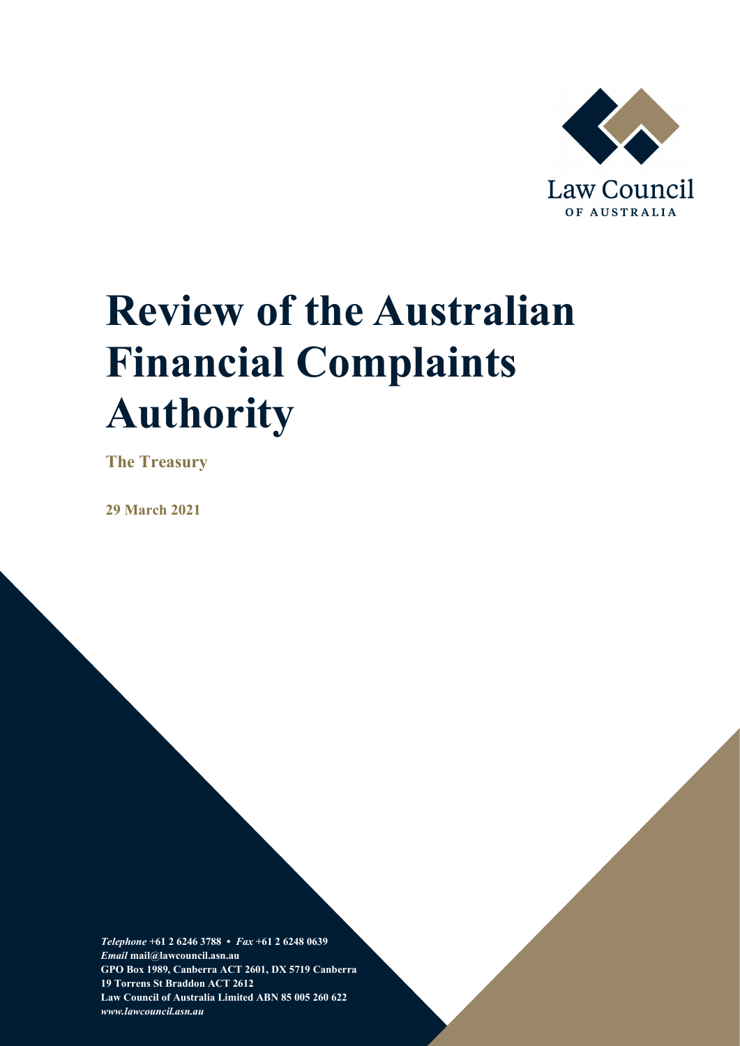Law Council

OF AUSTRALIA

# Review of the Australian Financial Complaints Authority

**The Treasury**

**29 March 2021**

***Telephone*** **+61 2 6246 3788 •** ***Fax*** **+61 2 6248 0639**
***Email*** **mail@lawcouncil.asn.au**
**GPO Box 1989, Canberra ACT 2601, DX 5719 Canberra**
**19 Torrens St Braddon ACT 2612**
**Law Council of Australia Limited ABN 85 005 260 622**
***www.lawcouncil.asn.au***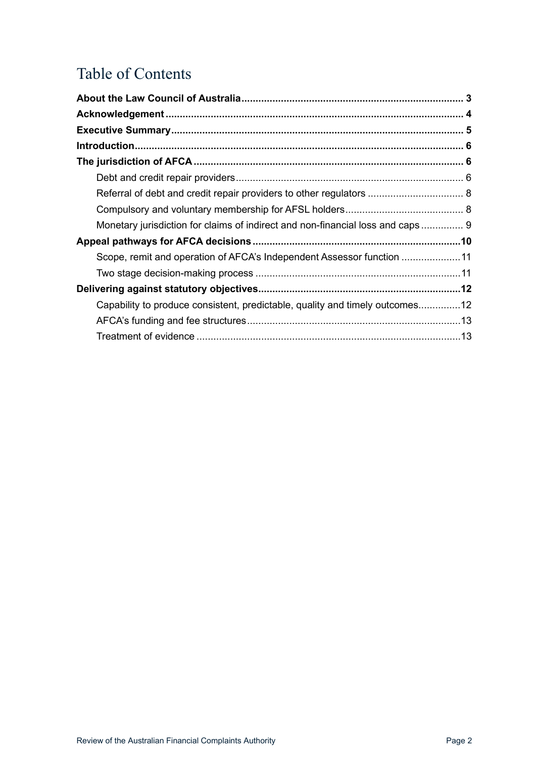# Table of Contents

**About the Law Council of Australia** ... **3**

**Acknowledgement** ... **4**

**Executive Summary** ... **5**

**Introduction** ... **6**

**The jurisdiction of AFCA** ... **6**

- Debt and credit repair providers ... 6
- Referral of debt and credit repair providers to other regulators ... 8
- Compulsory and voluntary membership for AFSL holders ... 8
- Monetary jurisdiction for claims of indirect and non-financial loss and caps ... 9

**Appeal pathways for AFCA decisions** ... **10**

- Scope, remit and operation of AFCA's Independent Assessor function ... 11
- Two stage decision-making process ... 11

**Delivering against statutory objectives** ... **12**

- Capability to produce consistent, predictable, quality and timely outcomes ... 12
- AFCA's funding and fee structures ... 13
- Treatment of evidence ... 13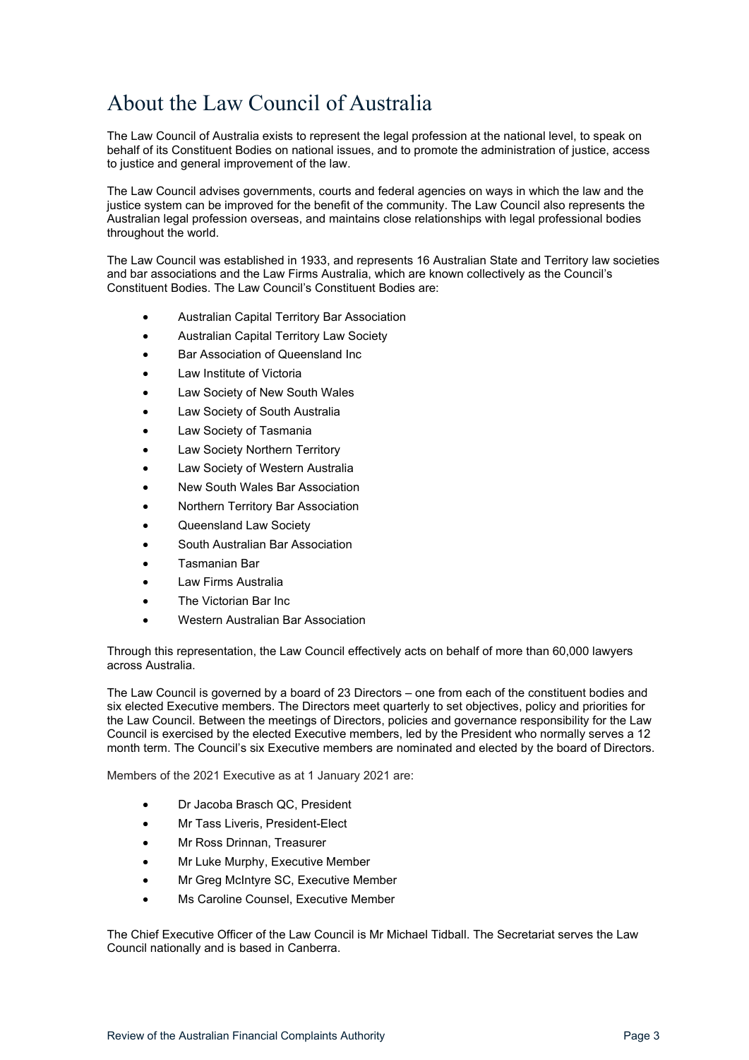# About the Law Council of Australia

The Law Council of Australia exists to represent the legal profession at the national level, to speak on behalf of its Constituent Bodies on national issues, and to promote the administration of justice, access to justice and general improvement of the law.

The Law Council advises governments, courts and federal agencies on ways in which the law and the justice system can be improved for the benefit of the community. The Law Council also represents the Australian legal profession overseas, and maintains close relationships with legal professional bodies throughout the world.

The Law Council was established in 1933, and represents 16 Australian State and Territory law societies and bar associations and the Law Firms Australia, which are known collectively as the Council's Constituent Bodies. The Law Council's Constituent Bodies are:

- Australian Capital Territory Bar Association
- Australian Capital Territory Law Society
- Bar Association of Queensland Inc
- Law Institute of Victoria
- Law Society of New South Wales
- Law Society of South Australia
- Law Society of Tasmania
- Law Society Northern Territory
- Law Society of Western Australia
- New South Wales Bar Association
- Northern Territory Bar Association
- Queensland Law Society
- South Australian Bar Association
- Tasmanian Bar
- Law Firms Australia
- The Victorian Bar Inc
- Western Australian Bar Association

Through this representation, the Law Council effectively acts on behalf of more than 60,000 lawyers across Australia.

The Law Council is governed by a board of 23 Directors – one from each of the constituent bodies and six elected Executive members. The Directors meet quarterly to set objectives, policy and priorities for the Law Council. Between the meetings of Directors, policies and governance responsibility for the Law Council is exercised by the elected Executive members, led by the President who normally serves a 12 month term. The Council's six Executive members are nominated and elected by the board of Directors.

Members of the 2021 Executive as at 1 January 2021 are:

- Dr Jacoba Brasch QC, President
- Mr Tass Liveris, President-Elect
- Mr Ross Drinnan, Treasurer
- Mr Luke Murphy, Executive Member
- Mr Greg McIntyre SC, Executive Member
- Ms Caroline Counsel, Executive Member

The Chief Executive Officer of the Law Council is Mr Michael Tidball. The Secretariat serves the Law Council nationally and is based in Canberra.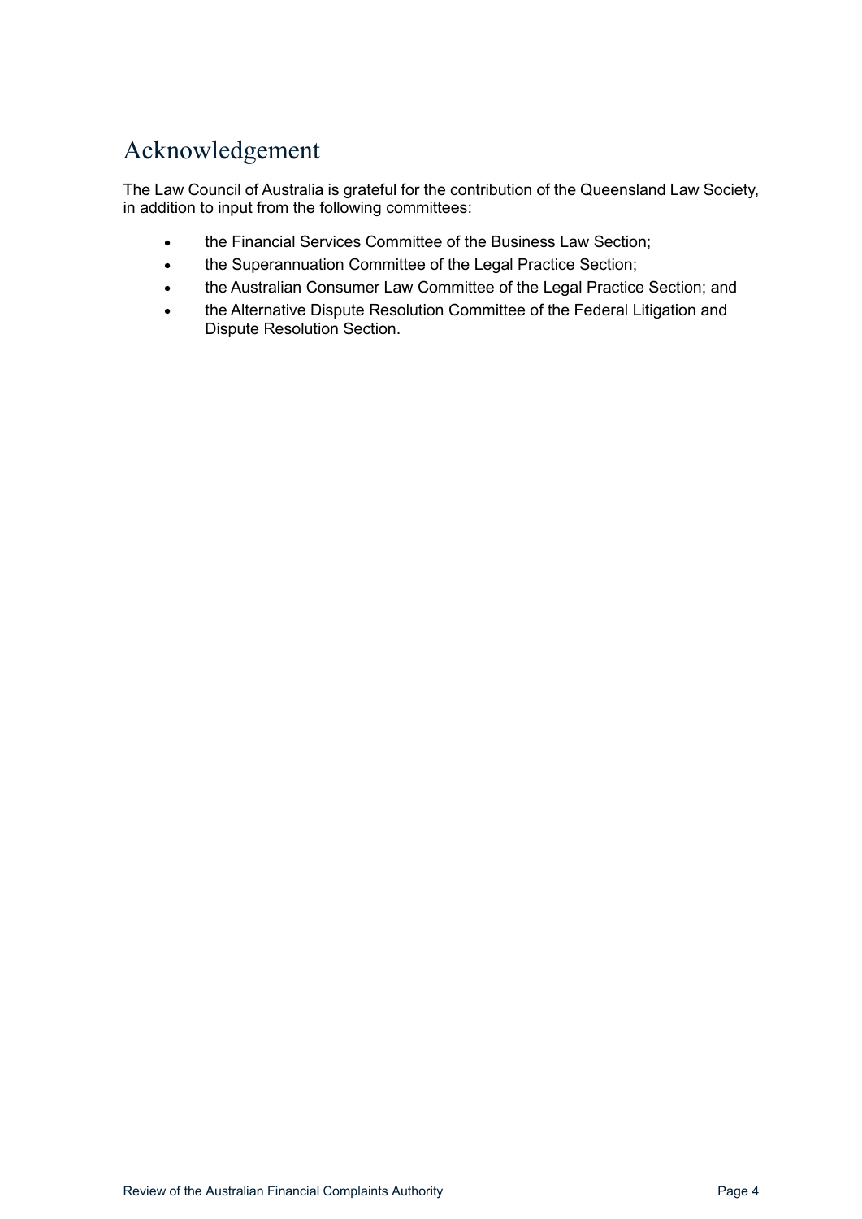# Acknowledgement

The Law Council of Australia is grateful for the contribution of the Queensland Law Society, in addition to input from the following committees:

- the Financial Services Committee of the Business Law Section;
- the Superannuation Committee of the Legal Practice Section;
- the Australian Consumer Law Committee of the Legal Practice Section; and
- the Alternative Dispute Resolution Committee of the Federal Litigation and Dispute Resolution Section.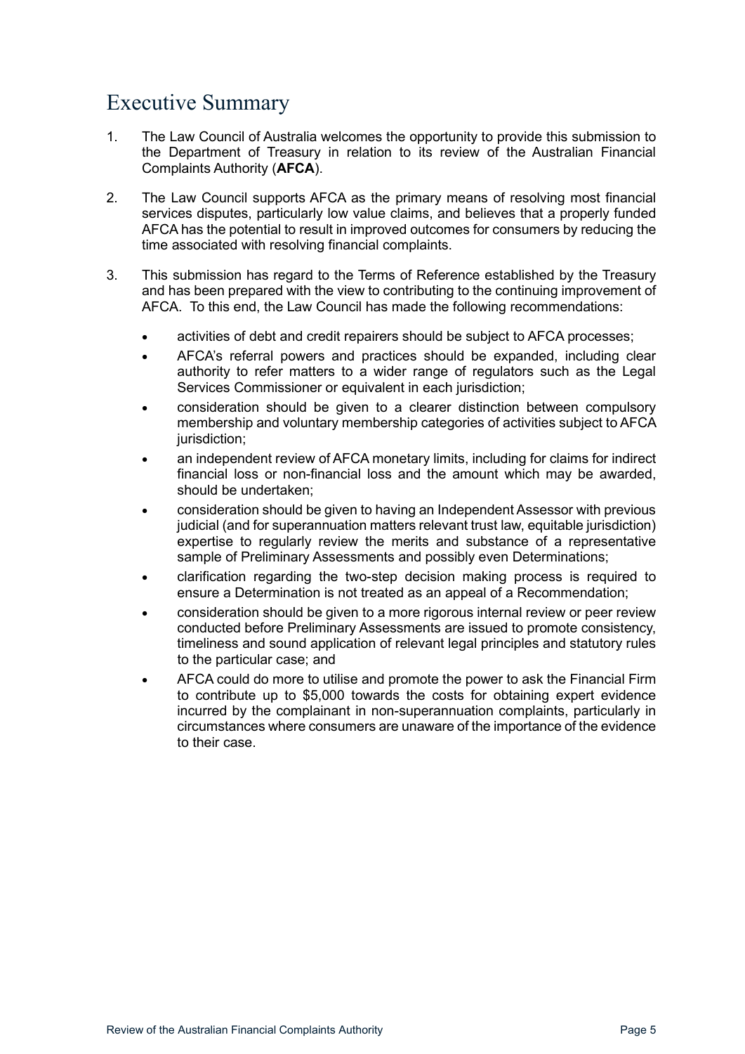# Executive Summary

1. The Law Council of Australia welcomes the opportunity to provide this submission to the Department of Treasury in relation to its review of the Australian Financial Complaints Authority (**AFCA**).

2. The Law Council supports AFCA as the primary means of resolving most financial services disputes, particularly low value claims, and believes that a properly funded AFCA has the potential to result in improved outcomes for consumers by reducing the time associated with resolving financial complaints.

3. This submission has regard to the Terms of Reference established by the Treasury and has been prepared with the view to contributing to the continuing improvement of AFCA. To this end, the Law Council has made the following recommendations:

   - activities of debt and credit repairers should be subject to AFCA processes;
   - AFCA's referral powers and practices should be expanded, including clear authority to refer matters to a wider range of regulators such as the Legal Services Commissioner or equivalent in each jurisdiction;
   - consideration should be given to a clearer distinction between compulsory membership and voluntary membership categories of activities subject to AFCA jurisdiction;
   - an independent review of AFCA monetary limits, including for claims for indirect financial loss or non-financial loss and the amount which may be awarded, should be undertaken;
   - consideration should be given to having an Independent Assessor with previous judicial (and for superannuation matters relevant trust law, equitable jurisdiction) expertise to regularly review the merits and substance of a representative sample of Preliminary Assessments and possibly even Determinations;
   - clarification regarding the two-step decision making process is required to ensure a Determination is not treated as an appeal of a Recommendation;
   - consideration should be given to a more rigorous internal review or peer review conducted before Preliminary Assessments are issued to promote consistency, timeliness and sound application of relevant legal principles and statutory rules to the particular case; and
   - AFCA could do more to utilise and promote the power to ask the Financial Firm to contribute up to $5,000 towards the costs for obtaining expert evidence incurred by the complainant in non-superannuation complaints, particularly in circumstances where consumers are unaware of the importance of the evidence to their case.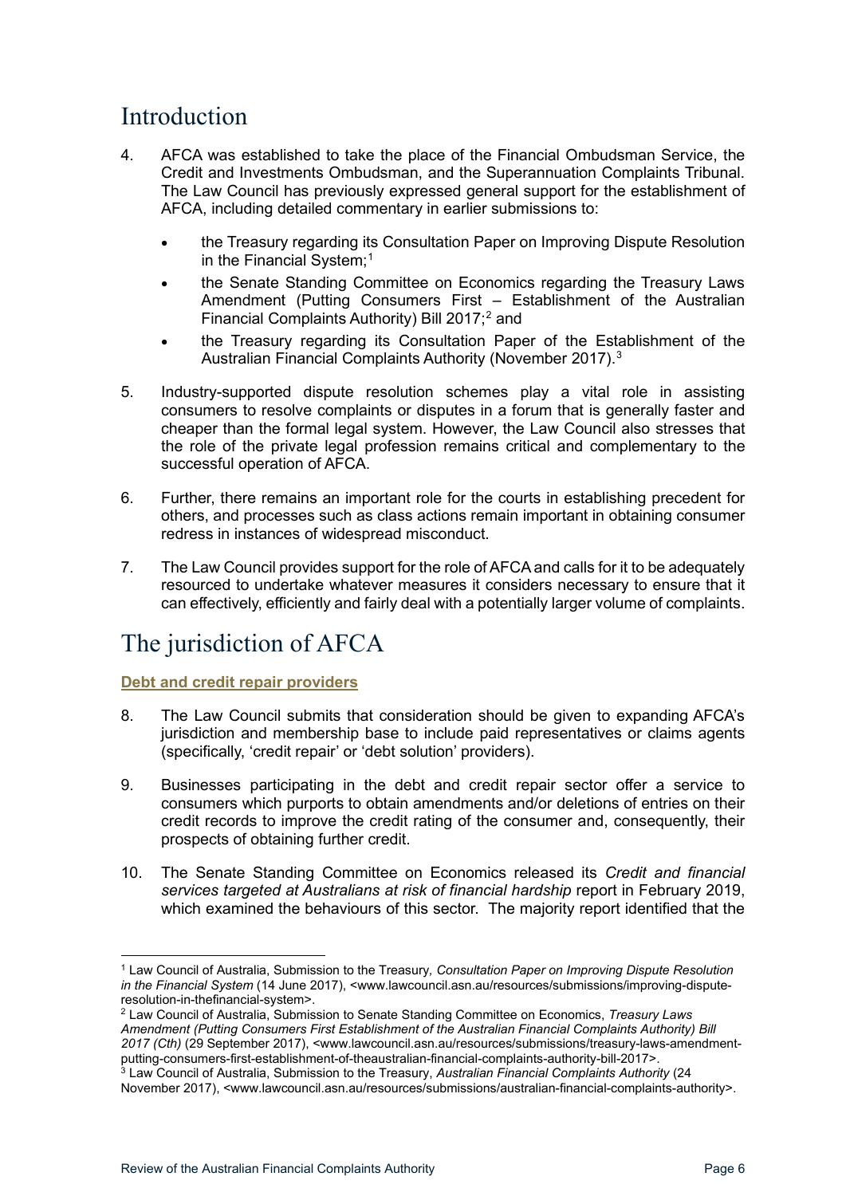# Introduction

4. AFCA was established to take the place of the Financial Ombudsman Service, the Credit and Investments Ombudsman, and the Superannuation Complaints Tribunal. The Law Council has previously expressed general support for the establishment of AFCA, including detailed commentary in earlier submissions to:

    - the Treasury regarding its Consultation Paper on Improving Dispute Resolution in the Financial System;[1]
    - the Senate Standing Committee on Economics regarding the Treasury Laws Amendment (Putting Consumers First – Establishment of the Australian Financial Complaints Authority) Bill 2017;[2] and
    - the Treasury regarding its Consultation Paper of the Establishment of the Australian Financial Complaints Authority (November 2017).[3]

5. Industry-supported dispute resolution schemes play a vital role in assisting consumers to resolve complaints or disputes in a forum that is generally faster and cheaper than the formal legal system. However, the Law Council also stresses that the role of the private legal profession remains critical and complementary to the successful operation of AFCA.

6. Further, there remains an important role for the courts in establishing precedent for others, and processes such as class actions remain important in obtaining consumer redress in instances of widespread misconduct.

7. The Law Council provides support for the role of AFCA and calls for it to be adequately resourced to undertake whatever measures it considers necessary to ensure that it can effectively, efficiently and fairly deal with a potentially larger volume of complaints.

# The jurisdiction of AFCA

**Debt and credit repair providers**

8. The Law Council submits that consideration should be given to expanding AFCA's jurisdiction and membership base to include paid representatives or claims agents (specifically, 'credit repair' or 'debt solution' providers).

9. Businesses participating in the debt and credit repair sector offer a service to consumers which purports to obtain amendments and/or deletions of entries on their credit records to improve the credit rating of the consumer and, consequently, their prospects of obtaining further credit.

10. The Senate Standing Committee on Economics released its *Credit and financial services targeted at Australians at risk of financial hardship* report in February 2019, which examined the behaviours of this sector. The majority report identified that the

---

[1] Law Council of Australia, Submission to the Treasury, *Consultation Paper on Improving Dispute Resolution in the Financial System* (14 June 2017), <www.lawcouncil.asn.au/resources/submissions/improving-dispute-resolution-in-thefinancial-system>.

[2] Law Council of Australia, Submission to Senate Standing Committee on Economics, *Treasury Laws Amendment (Putting Consumers First Establishment of the Australian Financial Complaints Authority) Bill 2017 (Cth)* (29 September 2017), <www.lawcouncil.asn.au/resources/submissions/treasury-laws-amendment-putting-consumers-first-establishment-of-theaustralian-financial-complaints-authority-bill-2017>.

[3] Law Council of Australia, Submission to the Treasury, *Australian Financial Complaints Authority* (24 November 2017), <www.lawcouncil.asn.au/resources/submissions/australian-financial-complaints-authority>.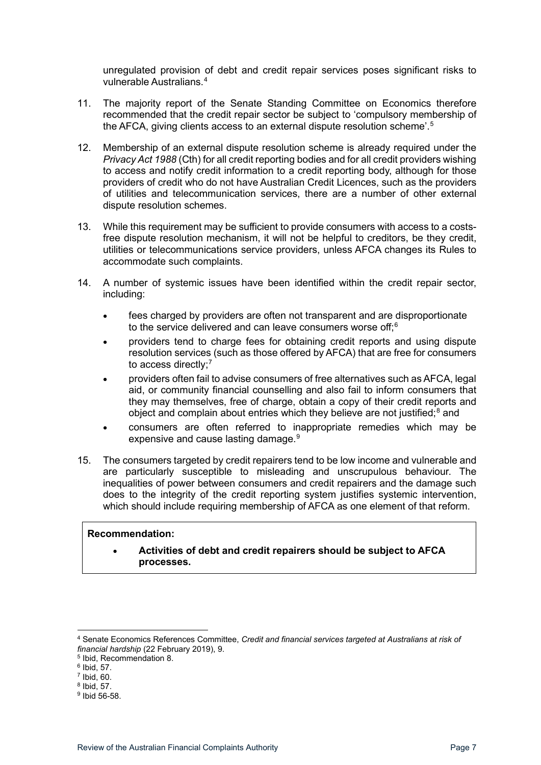unregulated provision of debt and credit repair services poses significant risks to vulnerable Australians.[4]

11. The majority report of the Senate Standing Committee on Economics therefore recommended that the credit repair sector be subject to 'compulsory membership of the AFCA, giving clients access to an external dispute resolution scheme'.[5]

12. Membership of an external dispute resolution scheme is already required under the *Privacy Act 1988* (Cth) for all credit reporting bodies and for all credit providers wishing to access and notify credit information to a credit reporting body, although for those providers of credit who do not have Australian Credit Licences, such as the providers of utilities and telecommunication services, there are a number of other external dispute resolution schemes.

13. While this requirement may be sufficient to provide consumers with access to a costs-free dispute resolution mechanism, it will not be helpful to creditors, be they credit, utilities or telecommunications service providers, unless AFCA changes its Rules to accommodate such complaints.

14. A number of systemic issues have been identified within the credit repair sector, including:

    - fees charged by providers are often not transparent and are disproportionate to the service delivered and can leave consumers worse off;[6]
    - providers tend to charge fees for obtaining credit reports and using dispute resolution services (such as those offered by AFCA) that are free for consumers to access directly;[7]
    - providers often fail to advise consumers of free alternatives such as AFCA, legal aid, or community financial counselling and also fail to inform consumers that they may themselves, free of charge, obtain a copy of their credit reports and object and complain about entries which they believe are not justified;[8] and
    - consumers are often referred to inappropriate remedies which may be expensive and cause lasting damage.[9]

15. The consumers targeted by credit repairers tend to be low income and vulnerable and are particularly susceptible to misleading and unscrupulous behaviour. The inequalities of power between consumers and credit repairers and the damage such does to the integrity of the credit reporting system justifies systemic intervention, which should include requiring membership of AFCA as one element of that reform.

**Recommendation:**

- **Activities of debt and credit repairers should be subject to AFCA processes.**

---

[4] Senate Economics References Committee, *Credit and financial services targeted at Australians at risk of financial hardship* (22 February 2019), 9.

[5] Ibid, Recommendation 8.

[6] Ibid, 57.

[7] Ibid, 60.

[8] Ibid, 57.

[9] Ibid 56-58.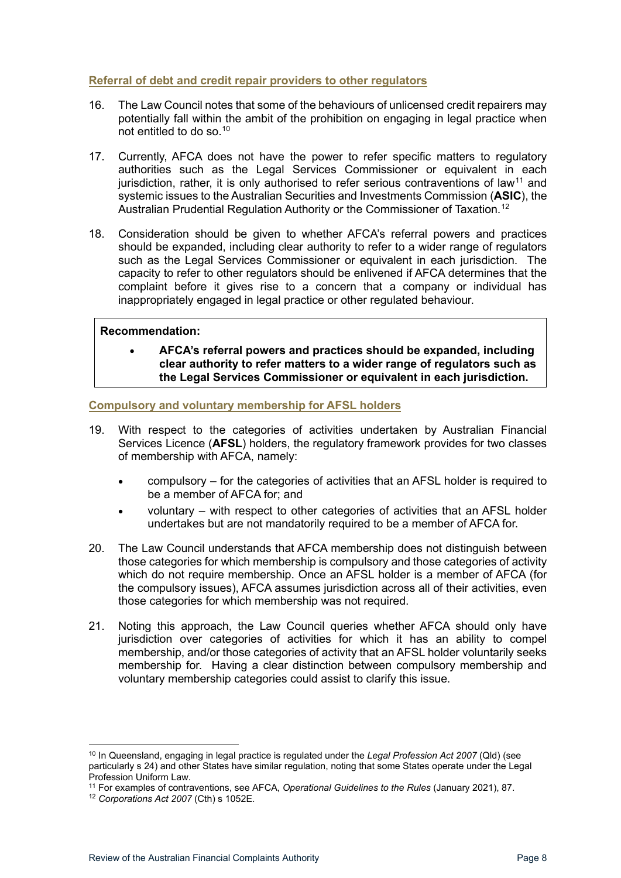### Referral of debt and credit repair providers to other regulators

16. The Law Council notes that some of the behaviours of unlicensed credit repairers may potentially fall within the ambit of the prohibition on engaging in legal practice when not entitled to do so.[10]

17. Currently, AFCA does not have the power to refer specific matters to regulatory authorities such as the Legal Services Commissioner or equivalent in each jurisdiction, rather, it is only authorised to refer serious contraventions of law[11] and systemic issues to the Australian Securities and Investments Commission (**ASIC**), the Australian Prudential Regulation Authority or the Commissioner of Taxation.[12]

18. Consideration should be given to whether AFCA's referral powers and practices should be expanded, including clear authority to refer to a wider range of regulators such as the Legal Services Commissioner or equivalent in each jurisdiction. The capacity to refer to other regulators should be enlivened if AFCA determines that the complaint before it gives rise to a concern that a company or individual has inappropriately engaged in legal practice or other regulated behaviour.

> **Recommendation:**
>
> - **AFCA's referral powers and practices should be expanded, including clear authority to refer matters to a wider range of regulators such as the Legal Services Commissioner or equivalent in each jurisdiction.**

### Compulsory and voluntary membership for AFSL holders

19. With respect to the categories of activities undertaken by Australian Financial Services Licence (**AFSL**) holders, the regulatory framework provides for two classes of membership with AFCA, namely:

    - compulsory – for the categories of activities that an AFSL holder is required to be a member of AFCA for; and
    - voluntary – with respect to other categories of activities that an AFSL holder undertakes but are not mandatorily required to be a member of AFCA for.

20. The Law Council understands that AFCA membership does not distinguish between those categories for which membership is compulsory and those categories of activity which do not require membership. Once an AFSL holder is a member of AFCA (for the compulsory issues), AFCA assumes jurisdiction across all of their activities, even those categories for which membership was not required.

21. Noting this approach, the Law Council queries whether AFCA should only have jurisdiction over categories of activities for which it has an ability to compel membership, and/or those categories of activity that an AFSL holder voluntarily seeks membership for. Having a clear distinction between compulsory membership and voluntary membership categories could assist to clarify this issue.

---

[10] In Queensland, engaging in legal practice is regulated under the *Legal Profession Act 2007* (Qld) (see particularly s 24) and other States have similar regulation, noting that some States operate under the Legal Profession Uniform Law.

[11] For examples of contraventions, see AFCA, *Operational Guidelines to the Rules* (January 2021), 87.

[12] *Corporations Act 2007* (Cth) s 1052E.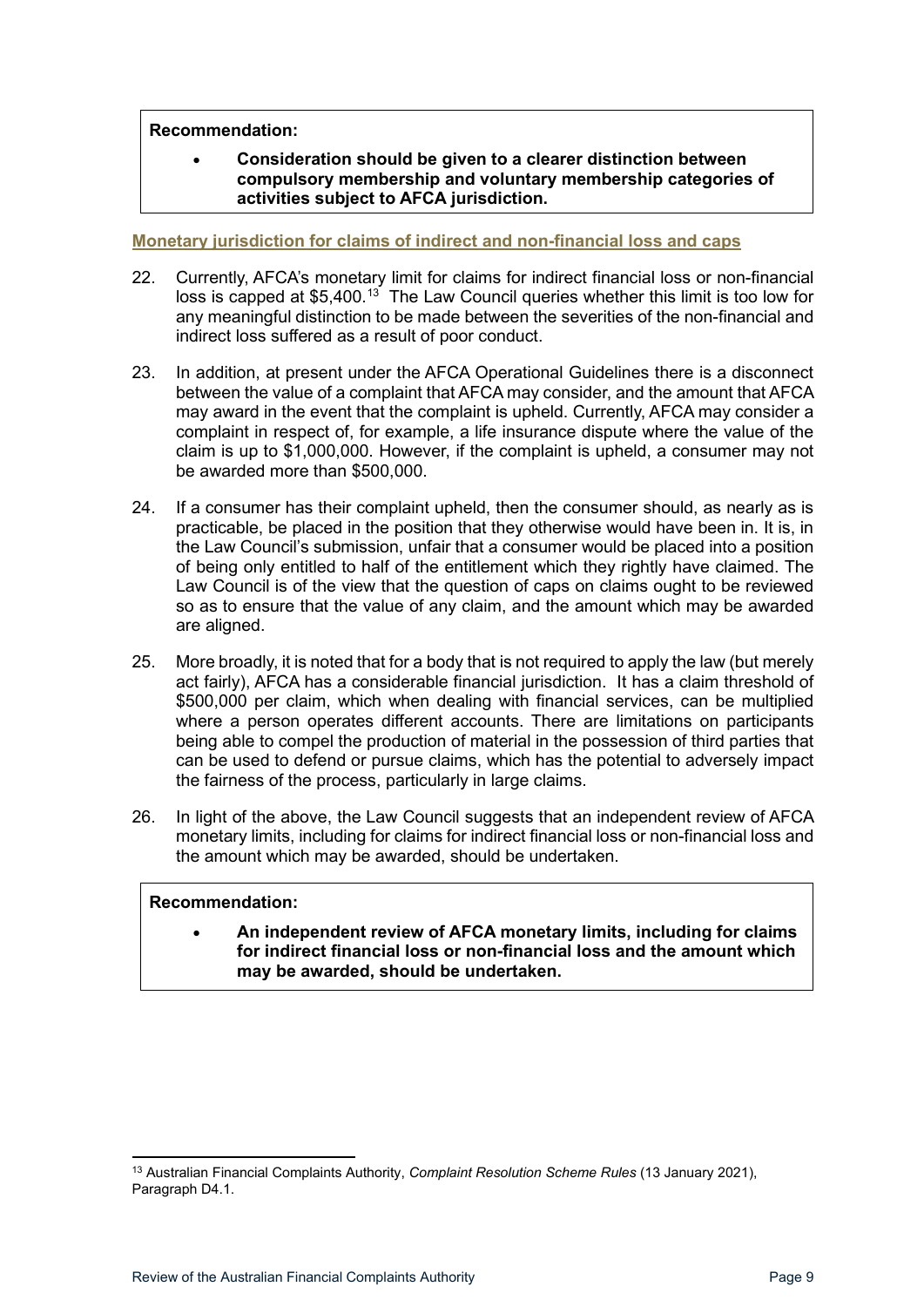**Recommendation:**

- **Consideration should be given to a clearer distinction between compulsory membership and voluntary membership categories of activities subject to AFCA jurisdiction.**

## Monetary jurisdiction for claims of indirect and non-financial loss and caps

22. Currently, AFCA's monetary limit for claims for indirect financial loss or non-financial loss is capped at $5,400.[13] The Law Council queries whether this limit is too low for any meaningful distinction to be made between the severities of the non-financial and indirect loss suffered as a result of poor conduct.

23. In addition, at present under the AFCA Operational Guidelines there is a disconnect between the value of a complaint that AFCA may consider, and the amount that AFCA may award in the event that the complaint is upheld. Currently, AFCA may consider a complaint in respect of, for example, a life insurance dispute where the value of the claim is up to $1,000,000. However, if the complaint is upheld, a consumer may not be awarded more than $500,000.

24. If a consumer has their complaint upheld, then the consumer should, as nearly as is practicable, be placed in the position that they otherwise would have been in. It is, in the Law Council's submission, unfair that a consumer would be placed into a position of being only entitled to half of the entitlement which they rightly have claimed. The Law Council is of the view that the question of caps on claims ought to be reviewed so as to ensure that the value of any claim, and the amount which may be awarded are aligned.

25. More broadly, it is noted that for a body that is not required to apply the law (but merely act fairly), AFCA has a considerable financial jurisdiction. It has a claim threshold of $500,000 per claim, which when dealing with financial services, can be multiplied where a person operates different accounts. There are limitations on participants being able to compel the production of material in the possession of third parties that can be used to defend or pursue claims, which has the potential to adversely impact the fairness of the process, particularly in large claims.

26. In light of the above, the Law Council suggests that an independent review of AFCA monetary limits, including for claims for indirect financial loss or non-financial loss and the amount which may be awarded, should be undertaken.

**Recommendation:**

- **An independent review of AFCA monetary limits, including for claims for indirect financial loss or non-financial loss and the amount which may be awarded, should be undertaken.**

---

[13] Australian Financial Complaints Authority, *Complaint Resolution Scheme Rules* (13 January 2021), Paragraph D4.1.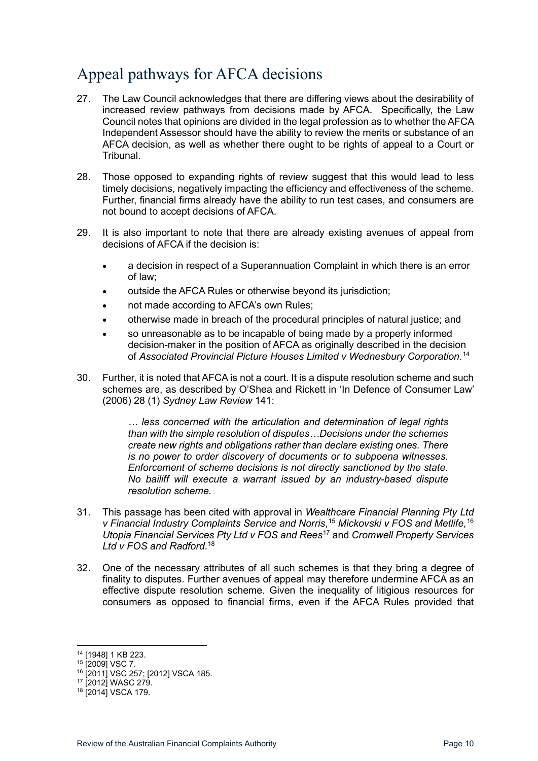## Appeal pathways for AFCA decisions

27. The Law Council acknowledges that there are differing views about the desirability of increased review pathways from decisions made by AFCA. Specifically, the Law Council notes that opinions are divided in the legal profession as to whether the AFCA Independent Assessor should have the ability to review the merits or substance of an AFCA decision, as well as whether there ought to be rights of appeal to a Court or Tribunal.

28. Those opposed to expanding rights of review suggest that this would lead to less timely decisions, negatively impacting the efficiency and effectiveness of the scheme. Further, financial firms already have the ability to run test cases, and consumers are not bound to accept decisions of AFCA.

29. It is also important to note that there are already existing avenues of appeal from decisions of AFCA if the decision is:

    - a decision in respect of a Superannuation Complaint in which there is an error of law;
    - outside the AFCA Rules or otherwise beyond its jurisdiction;
    - not made according to AFCA's own Rules;
    - otherwise made in breach of the procedural principles of natural justice; and
    - so unreasonable as to be incapable of being made by a properly informed decision-maker in the position of AFCA as originally described in the decision of *Associated Provincial Picture Houses Limited v Wednesbury Corporation*.[14]

30. Further, it is noted that AFCA is not a court. It is a dispute resolution scheme and such schemes are, as described by O'Shea and Rickett in 'In Defence of Consumer Law' (2006) 28 (1) *Sydney Law Review* 141:

    > *… less concerned with the articulation and determination of legal rights than with the simple resolution of disputes…Decisions under the schemes create new rights and obligations rather than declare existing ones. There is no power to order discovery of documents or to subpoena witnesses. Enforcement of scheme decisions is not directly sanctioned by the state. No bailiff will execute a warrant issued by an industry-based dispute resolution scheme.*

31. This passage has been cited with approval in *Wealthcare Financial Planning Pty Ltd v Financial Industry Complaints Service and Norris*,[15] *Mickovski v FOS and Metlife*,[16] *Utopia Financial Services Pty Ltd v FOS and Rees*[17] and *Cromwell Property Services Ltd v FOS and Radford*.[18]

32. One of the necessary attributes of all such schemes is that they bring a degree of finality to disputes. Further avenues of appeal may therefore undermine AFCA as an effective dispute resolution scheme. Given the inequality of litigious resources for consumers as opposed to financial firms, even if the AFCA Rules provided that

---

[14] [1948] 1 KB 223.
[15] [2009] VSC 7.
[16] [2011] VSC 257; [2012] VSCA 185.
[17] [2012] WASC 279.
[18] [2014] VSCA 179.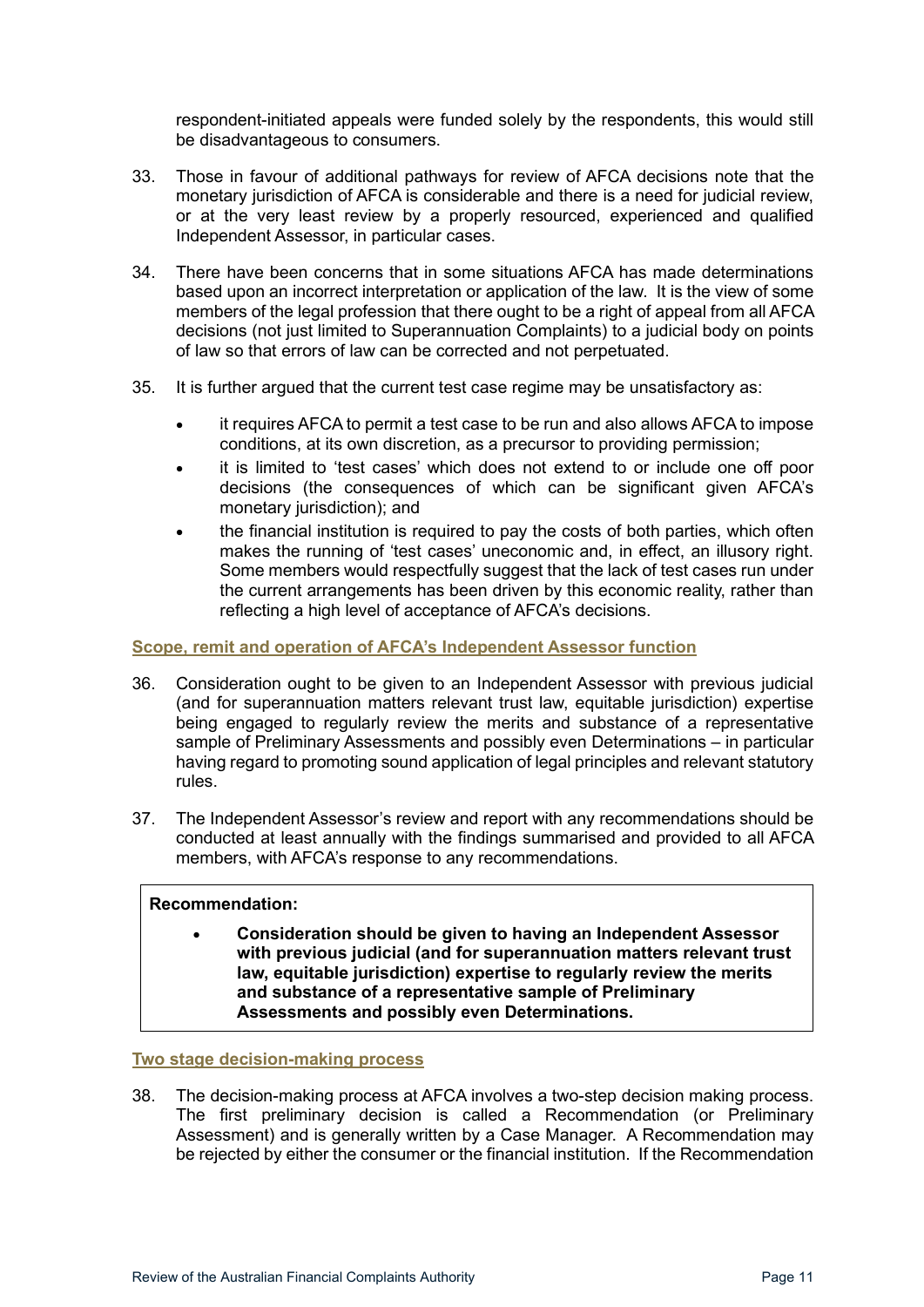respondent-initiated appeals were funded solely by the respondents, this would still be disadvantageous to consumers.

33. Those in favour of additional pathways for review of AFCA decisions note that the monetary jurisdiction of AFCA is considerable and there is a need for judicial review, or at the very least review by a properly resourced, experienced and qualified Independent Assessor, in particular cases.

34. There have been concerns that in some situations AFCA has made determinations based upon an incorrect interpretation or application of the law. It is the view of some members of the legal profession that there ought to be a right of appeal from all AFCA decisions (not just limited to Superannuation Complaints) to a judicial body on points of law so that errors of law can be corrected and not perpetuated.

35. It is further argued that the current test case regime may be unsatisfactory as:

    - it requires AFCA to permit a test case to be run and also allows AFCA to impose conditions, at its own discretion, as a precursor to providing permission;
    - it is limited to 'test cases' which does not extend to or include one off poor decisions (the consequences of which can be significant given AFCA's monetary jurisdiction); and
    - the financial institution is required to pay the costs of both parties, which often makes the running of 'test cases' uneconomic and, in effect, an illusory right. Some members would respectfully suggest that the lack of test cases run under the current arrangements has been driven by this economic reality, rather than reflecting a high level of acceptance of AFCA's decisions.

**Scope, remit and operation of AFCA's Independent Assessor function**

36. Consideration ought to be given to an Independent Assessor with previous judicial (and for superannuation matters relevant trust law, equitable jurisdiction) expertise being engaged to regularly review the merits and substance of a representative sample of Preliminary Assessments and possibly even Determinations – in particular having regard to promoting sound application of legal principles and relevant statutory rules.

37. The Independent Assessor's review and report with any recommendations should be conducted at least annually with the findings summarised and provided to all AFCA members, with AFCA's response to any recommendations.

> **Recommendation:**
>
> - **Consideration should be given to having an Independent Assessor with previous judicial (and for superannuation matters relevant trust law, equitable jurisdiction) expertise to regularly review the merits and substance of a representative sample of Preliminary Assessments and possibly even Determinations.**

**Two stage decision-making process**

38. The decision-making process at AFCA involves a two-step decision making process. The first preliminary decision is called a Recommendation (or Preliminary Assessment) and is generally written by a Case Manager. A Recommendation may be rejected by either the consumer or the financial institution. If the Recommendation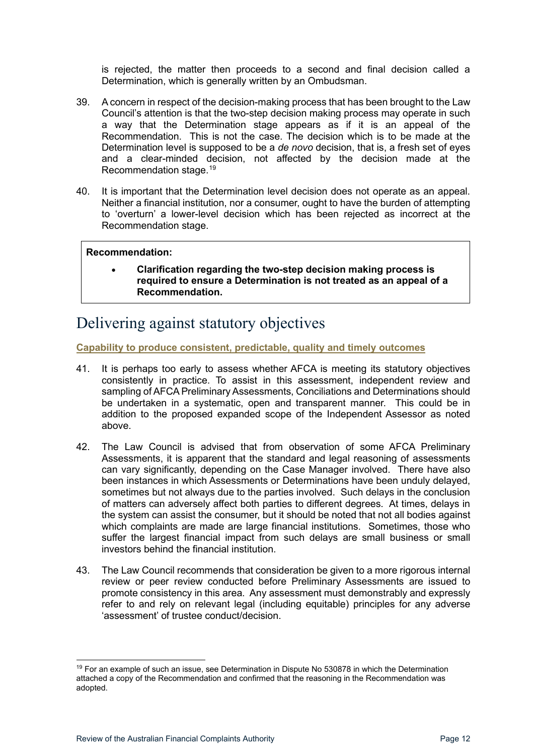is rejected, the matter then proceeds to a second and final decision called a Determination, which is generally written by an Ombudsman.

39. A concern in respect of the decision-making process that has been brought to the Law Council's attention is that the two-step decision making process may operate in such a way that the Determination stage appears as if it is an appeal of the Recommendation. This is not the case. The decision which is to be made at the Determination level is supposed to be a *de novo* decision, that is, a fresh set of eyes and a clear-minded decision, not affected by the decision made at the Recommendation stage.[19]

40. It is important that the Determination level decision does not operate as an appeal. Neither a financial institution, nor a consumer, ought to have the burden of attempting to 'overturn' a lower-level decision which has been rejected as incorrect at the Recommendation stage.

> **Recommendation:**
>
> - **Clarification regarding the two-step decision making process is required to ensure a Determination is not treated as an appeal of a Recommendation.**

# Delivering against statutory objectives

**Capability to produce consistent, predictable, quality and timely outcomes**

41. It is perhaps too early to assess whether AFCA is meeting its statutory objectives consistently in practice. To assist in this assessment, independent review and sampling of AFCA Preliminary Assessments, Conciliations and Determinations should be undertaken in a systematic, open and transparent manner. This could be in addition to the proposed expanded scope of the Independent Assessor as noted above.

42. The Law Council is advised that from observation of some AFCA Preliminary Assessments, it is apparent that the standard and legal reasoning of assessments can vary significantly, depending on the Case Manager involved. There have also been instances in which Assessments or Determinations have been unduly delayed, sometimes but not always due to the parties involved. Such delays in the conclusion of matters can adversely affect both parties to different degrees. At times, delays in the system can assist the consumer, but it should be noted that not all bodies against which complaints are made are large financial institutions. Sometimes, those who suffer the largest financial impact from such delays are small business or small investors behind the financial institution.

43. The Law Council recommends that consideration be given to a more rigorous internal review or peer review conducted before Preliminary Assessments are issued to promote consistency in this area. Any assessment must demonstrably and expressly refer to and rely on relevant legal (including equitable) principles for any adverse 'assessment' of trustee conduct/decision.

---

[19] For an example of such an issue, see Determination in Dispute No 530878 in which the Determination attached a copy of the Recommendation and confirmed that the reasoning in the Recommendation was adopted.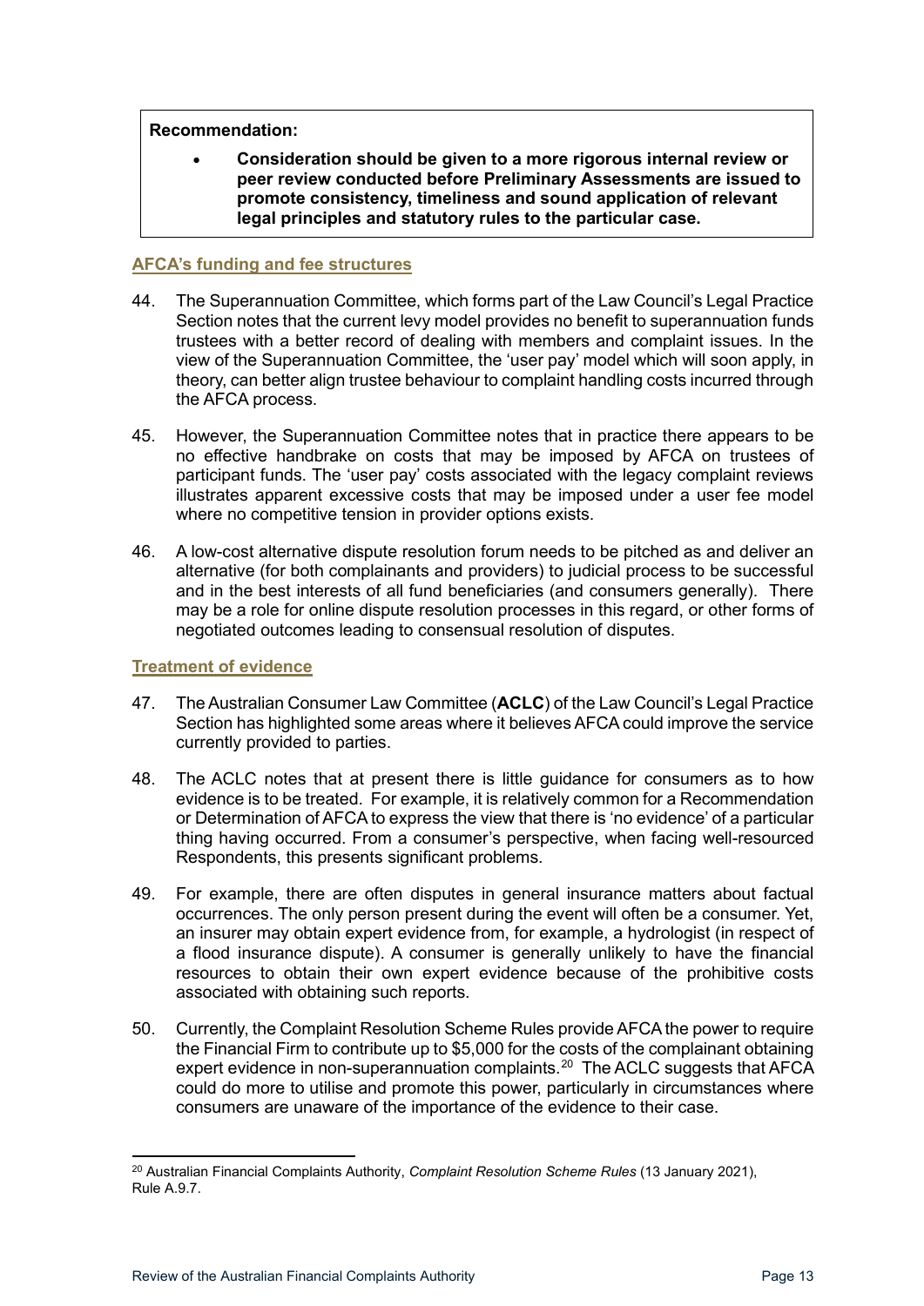**Recommendation:**

- **Consideration should be given to a more rigorous internal review or peer review conducted before Preliminary Assessments are issued to promote consistency, timeliness and sound application of relevant legal principles and statutory rules to the particular case.**

### AFCA's funding and fee structures

44. The Superannuation Committee, which forms part of the Law Council's Legal Practice Section notes that the current levy model provides no benefit to superannuation funds trustees with a better record of dealing with members and complaint issues. In the view of the Superannuation Committee, the 'user pay' model which will soon apply, in theory, can better align trustee behaviour to complaint handling costs incurred through the AFCA process.

45. However, the Superannuation Committee notes that in practice there appears to be no effective handbrake on costs that may be imposed by AFCA on trustees of participant funds. The 'user pay' costs associated with the legacy complaint reviews illustrates apparent excessive costs that may be imposed under a user fee model where no competitive tension in provider options exists.

46. A low-cost alternative dispute resolution forum needs to be pitched as and deliver an alternative (for both complainants and providers) to judicial process to be successful and in the best interests of all fund beneficiaries (and consumers generally). There may be a role for online dispute resolution processes in this regard, or other forms of negotiated outcomes leading to consensual resolution of disputes.

### Treatment of evidence

47. The Australian Consumer Law Committee (**ACLC**) of the Law Council's Legal Practice Section has highlighted some areas where it believes AFCA could improve the service currently provided to parties.

48. The ACLC notes that at present there is little guidance for consumers as to how evidence is to be treated. For example, it is relatively common for a Recommendation or Determination of AFCA to express the view that there is 'no evidence' of a particular thing having occurred. From a consumer's perspective, when facing well-resourced Respondents, this presents significant problems.

49. For example, there are often disputes in general insurance matters about factual occurrences. The only person present during the event will often be a consumer. Yet, an insurer may obtain expert evidence from, for example, a hydrologist (in respect of a flood insurance dispute). A consumer is generally unlikely to have the financial resources to obtain their own expert evidence because of the prohibitive costs associated with obtaining such reports.

50. Currently, the Complaint Resolution Scheme Rules provide AFCA the power to require the Financial Firm to contribute up to $5,000 for the costs of the complainant obtaining expert evidence in non-superannuation complaints.[20] The ACLC suggests that AFCA could do more to utilise and promote this power, particularly in circumstances where consumers are unaware of the importance of the evidence to their case.

---

[20] Australian Financial Complaints Authority, *Complaint Resolution Scheme Rules* (13 January 2021), Rule A.9.7.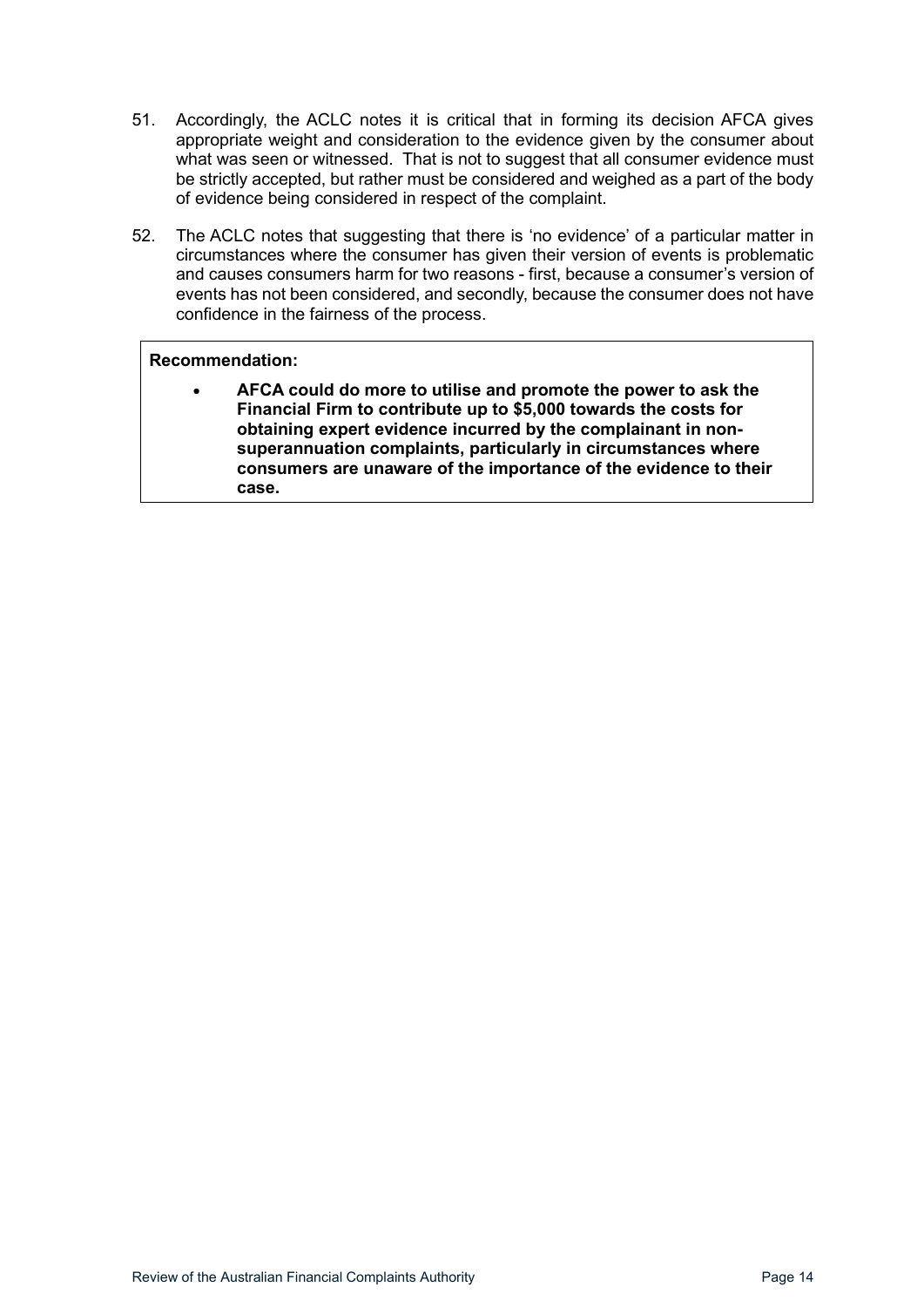51. Accordingly, the ACLC notes it is critical that in forming its decision AFCA gives appropriate weight and consideration to the evidence given by the consumer about what was seen or witnessed. That is not to suggest that all consumer evidence must be strictly accepted, but rather must be considered and weighed as a part of the body of evidence being considered in respect of the complaint.

52. The ACLC notes that suggesting that there is 'no evidence' of a particular matter in circumstances where the consumer has given their version of events is problematic and causes consumers harm for two reasons - first, because a consumer's version of events has not been considered, and secondly, because the consumer does not have confidence in the fairness of the process.

**Recommendation:**

- **AFCA could do more to utilise and promote the power to ask the Financial Firm to contribute up to $5,000 towards the costs for obtaining expert evidence incurred by the complainant in non-superannuation complaints, particularly in circumstances where consumers are unaware of the importance of the evidence to their case.**